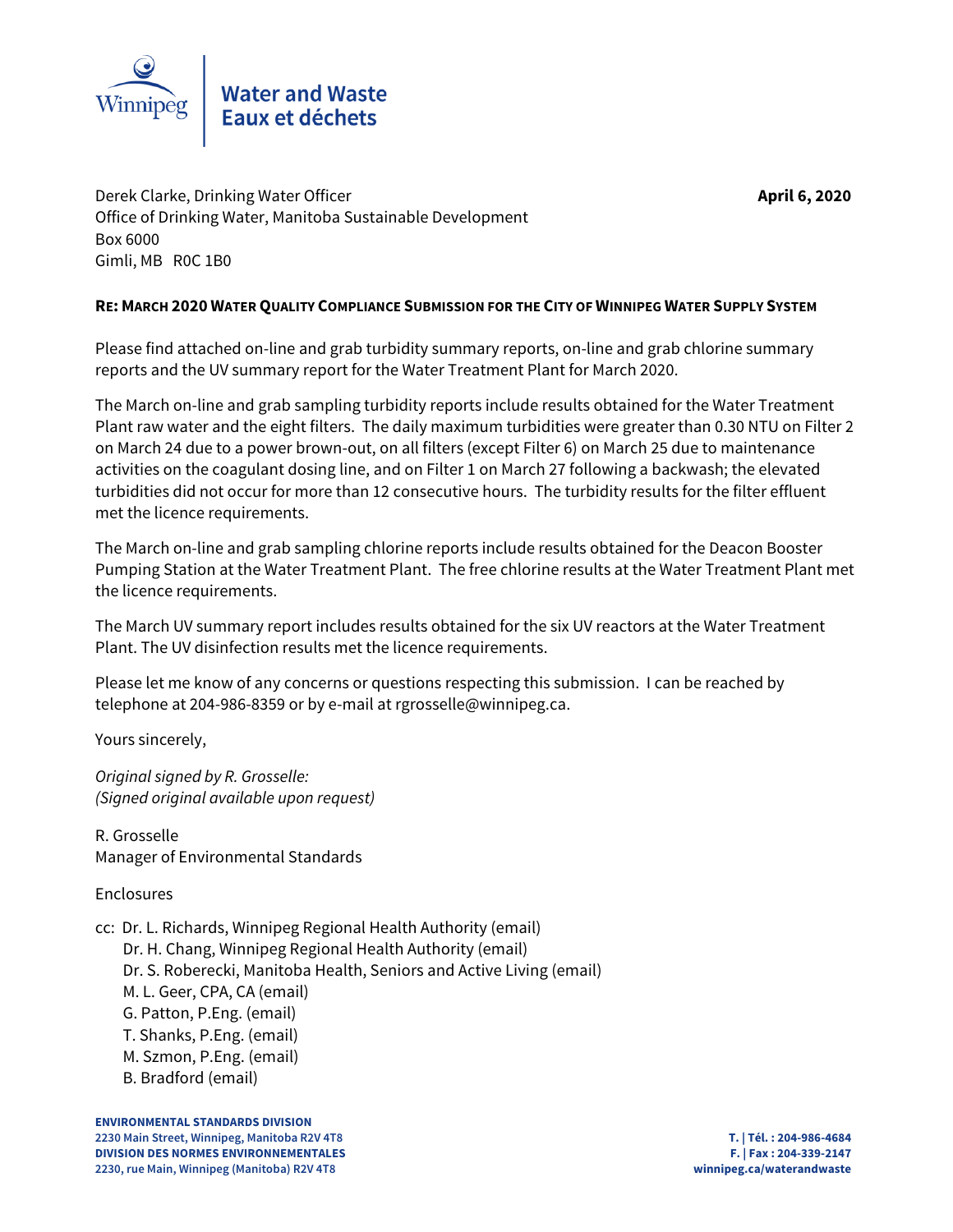Water and Waste
Eaux et déchets

Derek Clarke, Drinking Water Officer
Office of Drinking Water, Manitoba Sustainable Development
Box 6000
Gimli, MB R0C 1B0

**April 6, 2020**

**RE: MARCH 2020 WATER QUALITY COMPLIANCE SUBMISSION FOR THE CITY OF WINNIPEG WATER SUPPLY SYSTEM**

Please find attached on-line and grab turbidity summary reports, on-line and grab chlorine summary reports and the UV summary report for the Water Treatment Plant for March 2020.

The March on-line and grab sampling turbidity reports include results obtained for the Water Treatment Plant raw water and the eight filters. The daily maximum turbidities were greater than 0.30 NTU on Filter 2 on March 24 due to a power brown-out, on all filters (except Filter 6) on March 25 due to maintenance activities on the coagulant dosing line, and on Filter 1 on March 27 following a backwash; the elevated turbidities did not occur for more than 12 consecutive hours. The turbidity results for the filter effluent met the licence requirements.

The March on-line and grab sampling chlorine reports include results obtained for the Deacon Booster Pumping Station at the Water Treatment Plant. The free chlorine results at the Water Treatment Plant met the licence requirements.

The March UV summary report includes results obtained for the six UV reactors at the Water Treatment Plant. The UV disinfection results met the licence requirements.

Please let me know of any concerns or questions respecting this submission. I can be reached by telephone at 204-986-8359 or by e-mail at rgrosselle@winnipeg.ca.

Yours sincerely,

*Original signed by R. Grosselle:*
*(Signed original available upon request)*

R. Grosselle
Manager of Environmental Standards

Enclosures

cc: Dr. L. Richards, Winnipeg Regional Health Authority (email)
Dr. H. Chang, Winnipeg Regional Health Authority (email)
Dr. S. Roberecki, Manitoba Health, Seniors and Active Living (email)
M. L. Geer, CPA, CA (email)
G. Patton, P.Eng. (email)
T. Shanks, P.Eng. (email)
M. Szmon, P.Eng. (email)
B. Bradford (email)

**ENVIRONMENTAL STANDARDS DIVISION**
**2230 Main Street, Winnipeg, Manitoba R2V 4T8**
**DIVISION DES NORMES ENVIRONNEMENTALES**
**2230, rue Main, Winnipeg (Manitoba) R2V 4T8**

**T. | Tél. : 204-986-4684**
**F. | Fax : 204-339-2147**
**winnipeg.ca/waterandwaste**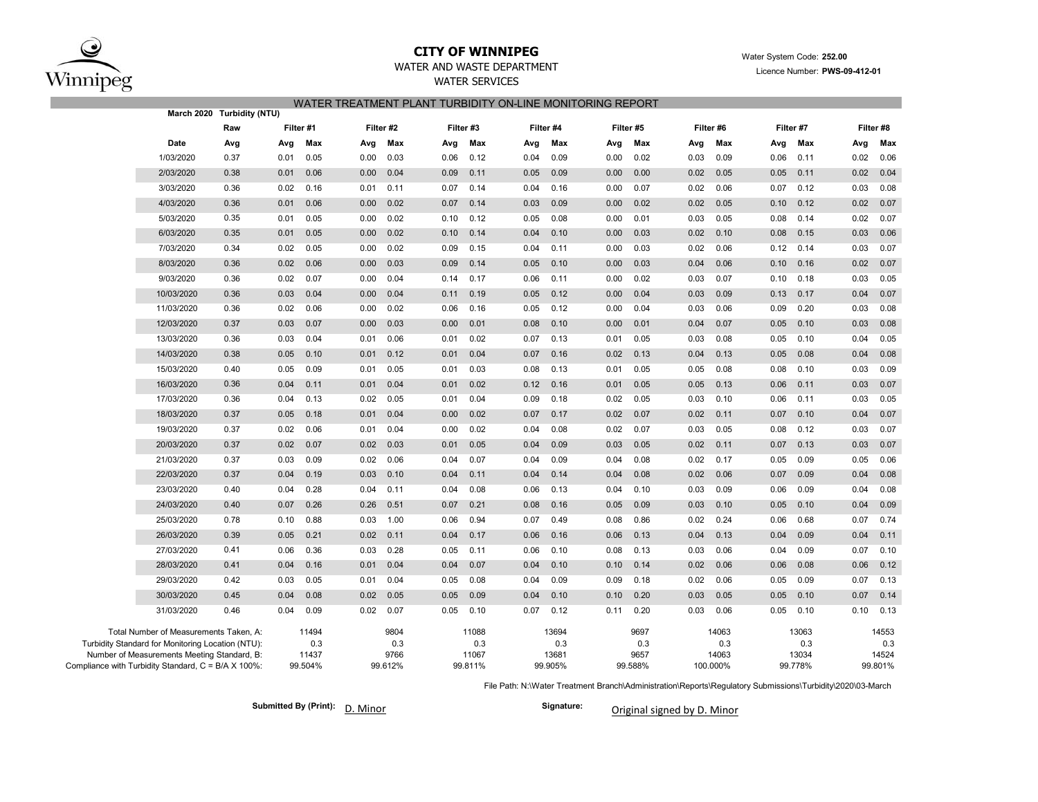**CITY OF WINNIPEG**

WATER AND WASTE DEPARTMENT

WATER SERVICES

Water System Code: **252.00**

Licence Number: **PWS-09-412-01**

## WATER TREATMENT PLANT TURBIDITY ON-LINE MONITORING REPORT

**March 2020 Turbidity (NTU)**

| | Raw | Filter #1 | | Filter #2 | | Filter #3 | | Filter #4 | | Filter #5 | | Filter #6 | | Filter #7 | | Filter #8 | |
|---|---|---|---|---|---|---|---|---|---|---|---|---|---|---|---|---|---|
| **Date** | **Avg** | **Avg** | **Max** | **Avg** | **Max** | **Avg** | **Max** | **Avg** | **Max** | **Avg** | **Max** | **Avg** | **Max** | **Avg** | **Max** | **Avg** | **Max** |
| 1/03/2020 | 0.37 | 0.01 | 0.05 | 0.00 | 0.03 | 0.06 | 0.12 | 0.04 | 0.09 | 0.00 | 0.02 | 0.03 | 0.09 | 0.06 | 0.11 | 0.02 | 0.06 |
| 2/03/2020 | 0.38 | 0.01 | 0.06 | 0.00 | 0.04 | 0.09 | 0.11 | 0.05 | 0.09 | 0.00 | 0.00 | 0.02 | 0.05 | 0.05 | 0.11 | 0.02 | 0.04 |
| 3/03/2020 | 0.36 | 0.02 | 0.16 | 0.01 | 0.11 | 0.07 | 0.14 | 0.04 | 0.16 | 0.00 | 0.07 | 0.02 | 0.06 | 0.07 | 0.12 | 0.03 | 0.08 |
| 4/03/2020 | 0.36 | 0.01 | 0.06 | 0.00 | 0.02 | 0.07 | 0.14 | 0.03 | 0.09 | 0.00 | 0.02 | 0.02 | 0.05 | 0.10 | 0.12 | 0.02 | 0.07 |
| 5/03/2020 | 0.35 | 0.01 | 0.05 | 0.00 | 0.02 | 0.10 | 0.12 | 0.05 | 0.08 | 0.00 | 0.01 | 0.03 | 0.05 | 0.08 | 0.14 | 0.02 | 0.07 |
| 6/03/2020 | 0.35 | 0.01 | 0.05 | 0.00 | 0.02 | 0.10 | 0.14 | 0.04 | 0.10 | 0.00 | 0.03 | 0.02 | 0.10 | 0.08 | 0.15 | 0.03 | 0.06 |
| 7/03/2020 | 0.34 | 0.02 | 0.05 | 0.00 | 0.02 | 0.09 | 0.15 | 0.04 | 0.11 | 0.00 | 0.03 | 0.02 | 0.06 | 0.12 | 0.14 | 0.03 | 0.07 |
| 8/03/2020 | 0.36 | 0.02 | 0.06 | 0.00 | 0.03 | 0.09 | 0.14 | 0.05 | 0.10 | 0.00 | 0.03 | 0.04 | 0.06 | 0.10 | 0.16 | 0.02 | 0.07 |
| 9/03/2020 | 0.36 | 0.02 | 0.07 | 0.00 | 0.04 | 0.14 | 0.17 | 0.06 | 0.11 | 0.00 | 0.02 | 0.03 | 0.07 | 0.10 | 0.18 | 0.03 | 0.05 |
| 10/03/2020 | 0.36 | 0.03 | 0.04 | 0.00 | 0.04 | 0.11 | 0.19 | 0.05 | 0.12 | 0.00 | 0.04 | 0.03 | 0.09 | 0.13 | 0.17 | 0.04 | 0.07 |
| 11/03/2020 | 0.36 | 0.02 | 0.06 | 0.00 | 0.02 | 0.06 | 0.16 | 0.05 | 0.12 | 0.00 | 0.04 | 0.03 | 0.06 | 0.09 | 0.20 | 0.03 | 0.08 |
| 12/03/2020 | 0.37 | 0.03 | 0.07 | 0.00 | 0.03 | 0.00 | 0.01 | 0.08 | 0.10 | 0.00 | 0.01 | 0.04 | 0.07 | 0.05 | 0.10 | 0.03 | 0.08 |
| 13/03/2020 | 0.36 | 0.03 | 0.04 | 0.01 | 0.06 | 0.01 | 0.02 | 0.07 | 0.13 | 0.01 | 0.05 | 0.03 | 0.08 | 0.05 | 0.10 | 0.04 | 0.05 |
| 14/03/2020 | 0.38 | 0.05 | 0.10 | 0.01 | 0.12 | 0.01 | 0.04 | 0.07 | 0.16 | 0.02 | 0.13 | 0.04 | 0.13 | 0.05 | 0.08 | 0.04 | 0.08 |
| 15/03/2020 | 0.40 | 0.05 | 0.09 | 0.01 | 0.05 | 0.01 | 0.03 | 0.08 | 0.13 | 0.01 | 0.05 | 0.05 | 0.08 | 0.08 | 0.10 | 0.03 | 0.09 |
| 16/03/2020 | 0.36 | 0.04 | 0.11 | 0.01 | 0.04 | 0.01 | 0.02 | 0.12 | 0.16 | 0.01 | 0.05 | 0.05 | 0.13 | 0.06 | 0.11 | 0.03 | 0.07 |
| 17/03/2020 | 0.36 | 0.04 | 0.13 | 0.02 | 0.05 | 0.01 | 0.04 | 0.09 | 0.18 | 0.02 | 0.05 | 0.03 | 0.10 | 0.06 | 0.11 | 0.03 | 0.05 |
| 18/03/2020 | 0.37 | 0.05 | 0.18 | 0.01 | 0.04 | 0.00 | 0.02 | 0.07 | 0.17 | 0.02 | 0.07 | 0.02 | 0.11 | 0.07 | 0.10 | 0.04 | 0.07 |
| 19/03/2020 | 0.37 | 0.02 | 0.06 | 0.01 | 0.04 | 0.00 | 0.02 | 0.04 | 0.08 | 0.02 | 0.07 | 0.03 | 0.05 | 0.08 | 0.12 | 0.03 | 0.07 |
| 20/03/2020 | 0.37 | 0.02 | 0.07 | 0.02 | 0.03 | 0.01 | 0.05 | 0.04 | 0.09 | 0.03 | 0.05 | 0.02 | 0.11 | 0.07 | 0.13 | 0.03 | 0.07 |
| 21/03/2020 | 0.37 | 0.03 | 0.09 | 0.02 | 0.06 | 0.04 | 0.07 | 0.04 | 0.09 | 0.04 | 0.08 | 0.02 | 0.17 | 0.05 | 0.09 | 0.05 | 0.06 |
| 22/03/2020 | 0.37 | 0.04 | 0.19 | 0.03 | 0.10 | 0.04 | 0.11 | 0.04 | 0.14 | 0.04 | 0.08 | 0.02 | 0.06 | 0.07 | 0.09 | 0.04 | 0.08 |
| 23/03/2020 | 0.40 | 0.04 | 0.28 | 0.04 | 0.11 | 0.04 | 0.08 | 0.06 | 0.13 | 0.04 | 0.10 | 0.03 | 0.09 | 0.06 | 0.09 | 0.04 | 0.08 |
| 24/03/2020 | 0.40 | 0.07 | 0.26 | 0.26 | 0.51 | 0.07 | 0.21 | 0.08 | 0.16 | 0.05 | 0.09 | 0.03 | 0.10 | 0.05 | 0.10 | 0.04 | 0.09 |
| 25/03/2020 | 0.78 | 0.10 | 0.88 | 0.03 | 1.00 | 0.06 | 0.94 | 0.07 | 0.49 | 0.08 | 0.86 | 0.02 | 0.24 | 0.06 | 0.68 | 0.07 | 0.74 |
| 26/03/2020 | 0.39 | 0.05 | 0.21 | 0.02 | 0.11 | 0.04 | 0.17 | 0.06 | 0.16 | 0.06 | 0.13 | 0.04 | 0.13 | 0.04 | 0.09 | 0.04 | 0.11 |
| 27/03/2020 | 0.41 | 0.06 | 0.36 | 0.03 | 0.28 | 0.05 | 0.11 | 0.06 | 0.10 | 0.08 | 0.13 | 0.03 | 0.06 | 0.04 | 0.09 | 0.07 | 0.10 |
| 28/03/2020 | 0.41 | 0.04 | 0.16 | 0.01 | 0.04 | 0.04 | 0.07 | 0.04 | 0.10 | 0.10 | 0.14 | 0.02 | 0.06 | 0.06 | 0.08 | 0.06 | 0.12 |
| 29/03/2020 | 0.42 | 0.03 | 0.05 | 0.01 | 0.04 | 0.05 | 0.08 | 0.04 | 0.09 | 0.09 | 0.18 | 0.02 | 0.06 | 0.05 | 0.09 | 0.07 | 0.13 |
| 30/03/2020 | 0.45 | 0.04 | 0.08 | 0.02 | 0.05 | 0.05 | 0.09 | 0.04 | 0.10 | 0.10 | 0.20 | 0.03 | 0.05 | 0.05 | 0.10 | 0.07 | 0.14 |
| 31/03/2020 | 0.46 | 0.04 | 0.09 | 0.02 | 0.07 | 0.05 | 0.10 | 0.07 | 0.12 | 0.11 | 0.20 | 0.03 | 0.06 | 0.05 | 0.10 | 0.10 | 0.13 |

| | Filter #1 | Filter #2 | Filter #3 | Filter #4 | Filter #5 | Filter #6 | Filter #7 | Filter #8 |
|---|---|---|---|---|---|---|---|---|
| Total Number of Measurements Taken, A: | 11494 | 9804 | 11088 | 13694 | 9697 | 14063 | 13063 | 14553 |
| Turbidity Standard for Monitoring Location (NTU): | 0.3 | 0.3 | 0.3 | 0.3 | 0.3 | 0.3 | 0.3 | 0.3 |
| Number of Measurements Meeting Standard, B: | 11437 | 9766 | 11067 | 13681 | 9657 | 14063 | 13034 | 14524 |
| Compliance with Turbidity Standard, C = B/A X 100%: | 99.504% | 99.612% | 99.811% | 99.905% | 99.588% | 100.000% | 99.778% | 99.801% |

File Path: N:\Water Treatment Branch\Administration\Reports\Regulatory Submissions\Turbidity\2020\03-March

**Submitted By (Print):** D. Minor

**Signature:** Original signed by D. Minor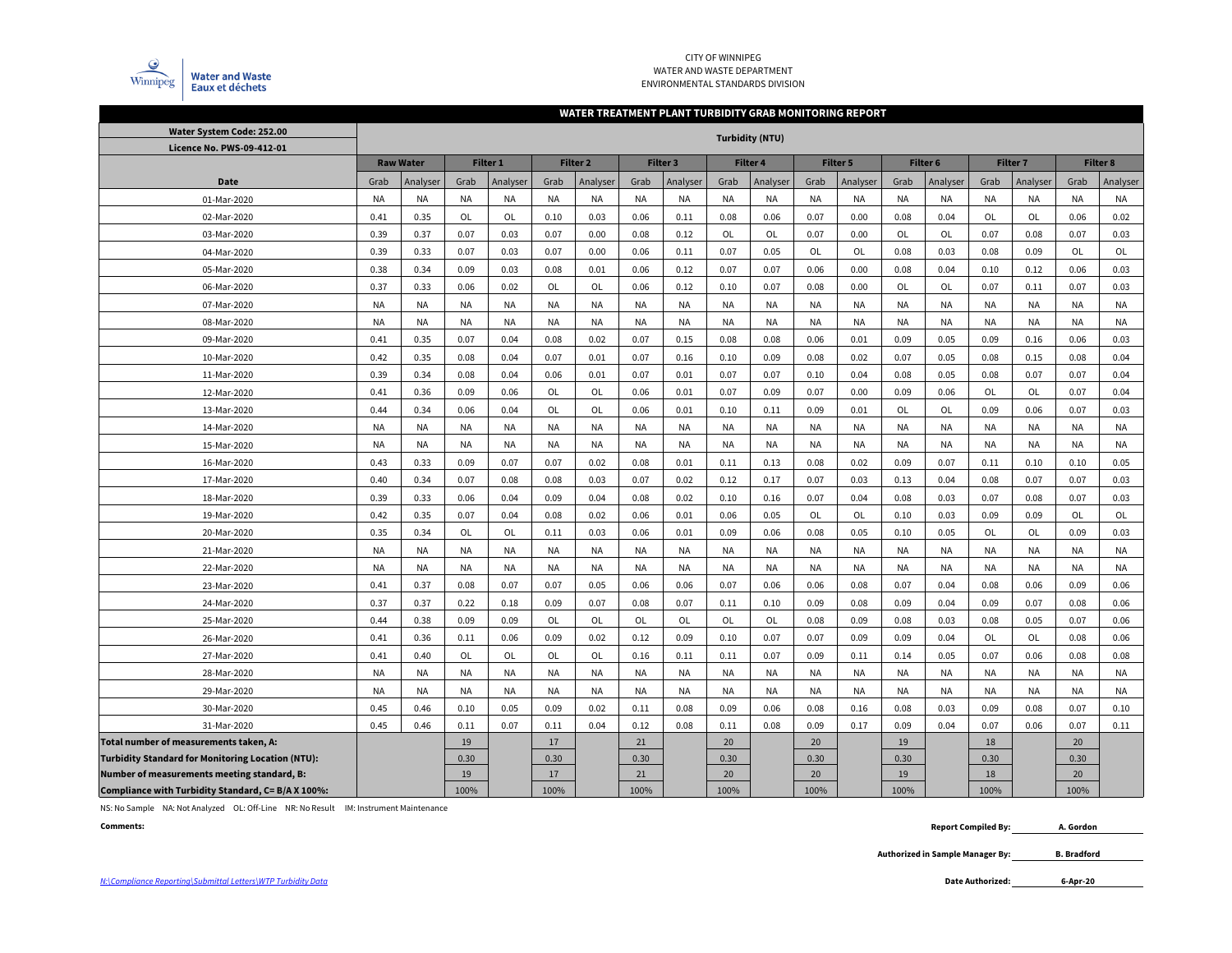Winnipeg Water and Waste / Eaux et déchets

CITY OF WINNIPEG
WATER AND WASTE DEPARTMENT
ENVIRONMENTAL STANDARDS DIVISION

## WATER TREATMENT PLANT TURBIDITY GRAB MONITORING REPORT

| Water System Code: 252.00 Licence No. PWS-09-412-01 | Turbidity (NTU) | | | | | | | | | | | | | | | | | |
|---|---|---|---|---|---|---|---|---|---|---|---|---|---|---|---|---|---|---|
| | Raw Water | | Filter 1 | | Filter 2 | | Filter 3 | | Filter 4 | | Filter 5 | | Filter 6 | | Filter 7 | | Filter 8 | |
| Date | Grab | Analyser | Grab | Analyser | Grab | Analyser | Grab | Analyser | Grab | Analyser | Grab | Analyser | Grab | Analyser | Grab | Analyser | Grab | Analyser |
| 01-Mar-2020 | NA | NA | NA | NA | NA | NA | NA | NA | NA | NA | NA | NA | NA | NA | NA | NA | NA | NA |
| 02-Mar-2020 | 0.41 | 0.35 | OL | OL | 0.10 | 0.03 | 0.06 | 0.11 | 0.08 | 0.06 | 0.07 | 0.00 | 0.08 | 0.04 | OL | OL | 0.06 | 0.02 |
| 03-Mar-2020 | 0.39 | 0.37 | 0.07 | 0.03 | 0.07 | 0.00 | 0.08 | 0.12 | OL | OL | 0.07 | 0.00 | OL | OL | 0.07 | 0.08 | 0.07 | 0.03 |
| 04-Mar-2020 | 0.39 | 0.33 | 0.07 | 0.03 | 0.07 | 0.00 | 0.06 | 0.11 | 0.07 | 0.05 | OL | OL | 0.08 | 0.03 | 0.08 | 0.09 | OL | OL |
| 05-Mar-2020 | 0.38 | 0.34 | 0.09 | 0.03 | 0.08 | 0.01 | 0.06 | 0.12 | 0.07 | 0.07 | 0.06 | 0.00 | 0.08 | 0.04 | 0.10 | 0.12 | 0.06 | 0.03 |
| 06-Mar-2020 | 0.37 | 0.33 | 0.06 | 0.02 | OL | OL | 0.06 | 0.12 | 0.10 | 0.07 | 0.08 | 0.00 | OL | OL | 0.07 | 0.11 | 0.07 | 0.03 |
| 07-Mar-2020 | NA | NA | NA | NA | NA | NA | NA | NA | NA | NA | NA | NA | NA | NA | NA | NA | NA | NA |
| 08-Mar-2020 | NA | NA | NA | NA | NA | NA | NA | NA | NA | NA | NA | NA | NA | NA | NA | NA | NA | NA |
| 09-Mar-2020 | 0.41 | 0.35 | 0.07 | 0.04 | 0.08 | 0.02 | 0.07 | 0.15 | 0.08 | 0.08 | 0.06 | 0.01 | 0.09 | 0.05 | 0.09 | 0.16 | 0.06 | 0.03 |
| 10-Mar-2020 | 0.42 | 0.35 | 0.08 | 0.04 | 0.07 | 0.01 | 0.07 | 0.16 | 0.10 | 0.09 | 0.08 | 0.02 | 0.07 | 0.05 | 0.08 | 0.15 | 0.08 | 0.04 |
| 11-Mar-2020 | 0.39 | 0.34 | 0.08 | 0.04 | 0.06 | 0.01 | 0.07 | 0.01 | 0.07 | 0.07 | 0.10 | 0.04 | 0.08 | 0.05 | 0.08 | 0.07 | 0.07 | 0.04 |
| 12-Mar-2020 | 0.41 | 0.36 | 0.09 | 0.06 | OL | OL | 0.06 | 0.01 | 0.07 | 0.09 | 0.07 | 0.00 | 0.09 | 0.06 | OL | OL | 0.07 | 0.04 |
| 13-Mar-2020 | 0.44 | 0.34 | 0.06 | 0.04 | OL | OL | 0.06 | 0.01 | 0.10 | 0.11 | 0.09 | 0.01 | OL | OL | 0.09 | 0.06 | 0.07 | 0.03 |
| 14-Mar-2020 | NA | NA | NA | NA | NA | NA | NA | NA | NA | NA | NA | NA | NA | NA | NA | NA | NA | NA |
| 15-Mar-2020 | NA | NA | NA | NA | NA | NA | NA | NA | NA | NA | NA | NA | NA | NA | NA | NA | NA | NA |
| 16-Mar-2020 | 0.43 | 0.33 | 0.09 | 0.07 | 0.07 | 0.02 | 0.08 | 0.01 | 0.11 | 0.13 | 0.08 | 0.02 | 0.09 | 0.07 | 0.11 | 0.10 | 0.10 | 0.05 |
| 17-Mar-2020 | 0.40 | 0.34 | 0.07 | 0.08 | 0.08 | 0.03 | 0.07 | 0.02 | 0.12 | 0.17 | 0.07 | 0.03 | 0.13 | 0.04 | 0.08 | 0.07 | 0.07 | 0.03 |
| 18-Mar-2020 | 0.39 | 0.33 | 0.06 | 0.04 | 0.09 | 0.04 | 0.08 | 0.02 | 0.10 | 0.16 | 0.07 | 0.04 | 0.08 | 0.03 | 0.07 | 0.08 | 0.07 | 0.03 |
| 19-Mar-2020 | 0.42 | 0.35 | 0.07 | 0.04 | 0.08 | 0.02 | 0.06 | 0.01 | 0.06 | 0.05 | OL | OL | 0.10 | 0.03 | 0.09 | 0.09 | OL | OL |
| 20-Mar-2020 | 0.35 | 0.34 | OL | OL | 0.11 | 0.03 | 0.06 | 0.01 | 0.09 | 0.06 | 0.08 | 0.05 | 0.10 | 0.05 | OL | OL | 0.09 | 0.03 |
| 21-Mar-2020 | NA | NA | NA | NA | NA | NA | NA | NA | NA | NA | NA | NA | NA | NA | NA | NA | NA | NA |
| 22-Mar-2020 | NA | NA | NA | NA | NA | NA | NA | NA | NA | NA | NA | NA | NA | NA | NA | NA | NA | NA |
| 23-Mar-2020 | 0.41 | 0.37 | 0.08 | 0.07 | 0.07 | 0.05 | 0.06 | 0.06 | 0.07 | 0.06 | 0.06 | 0.08 | 0.07 | 0.04 | 0.08 | 0.06 | 0.09 | 0.06 |
| 24-Mar-2020 | 0.37 | 0.37 | 0.22 | 0.18 | 0.09 | 0.07 | 0.08 | 0.07 | 0.11 | 0.10 | 0.09 | 0.08 | 0.09 | 0.04 | 0.09 | 0.07 | 0.08 | 0.06 |
| 25-Mar-2020 | 0.44 | 0.38 | 0.09 | 0.09 | OL | OL | OL | OL | OL | OL | 0.08 | 0.09 | 0.08 | 0.03 | 0.08 | 0.05 | 0.07 | 0.06 |
| 26-Mar-2020 | 0.41 | 0.36 | 0.11 | 0.06 | 0.09 | 0.02 | 0.12 | 0.09 | 0.10 | 0.07 | 0.07 | 0.09 | 0.09 | 0.04 | OL | OL | 0.08 | 0.06 |
| 27-Mar-2020 | 0.41 | 0.40 | OL | OL | OL | OL | 0.16 | 0.11 | 0.11 | 0.07 | 0.09 | 0.11 | 0.14 | 0.05 | 0.07 | 0.06 | 0.08 | 0.08 |
| 28-Mar-2020 | NA | NA | NA | NA | NA | NA | NA | NA | NA | NA | NA | NA | NA | NA | NA | NA | NA | NA |
| 29-Mar-2020 | NA | NA | NA | NA | NA | NA | NA | NA | NA | NA | NA | NA | NA | NA | NA | NA | NA | NA |
| 30-Mar-2020 | 0.45 | 0.46 | 0.10 | 0.05 | 0.09 | 0.02 | 0.11 | 0.08 | 0.09 | 0.06 | 0.08 | 0.16 | 0.08 | 0.03 | 0.09 | 0.08 | 0.07 | 0.10 |
| 31-Mar-2020 | 0.45 | 0.46 | 0.11 | 0.07 | 0.11 | 0.04 | 0.12 | 0.08 | 0.11 | 0.08 | 0.09 | 0.17 | 0.09 | 0.04 | 0.07 | 0.06 | 0.07 | 0.11 |
| **Total number of measurements taken, A:** | | | 19 | | 17 | | 21 | | 20 | | 20 | | 19 | | 18 | | 20 | |
| **Turbidity Standard for Monitoring Location (NTU):** | | | 0.30 | | 0.30 | | 0.30 | | 0.30 | | 0.30 | | 0.30 | | 0.30 | | 0.30 | |
| **Number of measurements meeting standard, B:** | | | 19 | | 17 | | 21 | | 20 | | 20 | | 19 | | 18 | | 20 | |
| **Compliance with Turbidity Standard, C= B/A X 100%:** | | | 100% | | 100% | | 100% | | 100% | | 100% | | 100% | | 100% | | 100% | |

NS: No Sample NA: Not Analyzed OL: Off-Line NR: No Result IM: Instrument Maintenance

**Comments:**

**Report Compiled By:** **A. Gordon**

**Authorized in Sample Manager By:** **B. Bradford**

**Date Authorized:** **6-Apr-20**

*N:\Compliance Reporting\Submittal Letters\WTP Turbidity Data*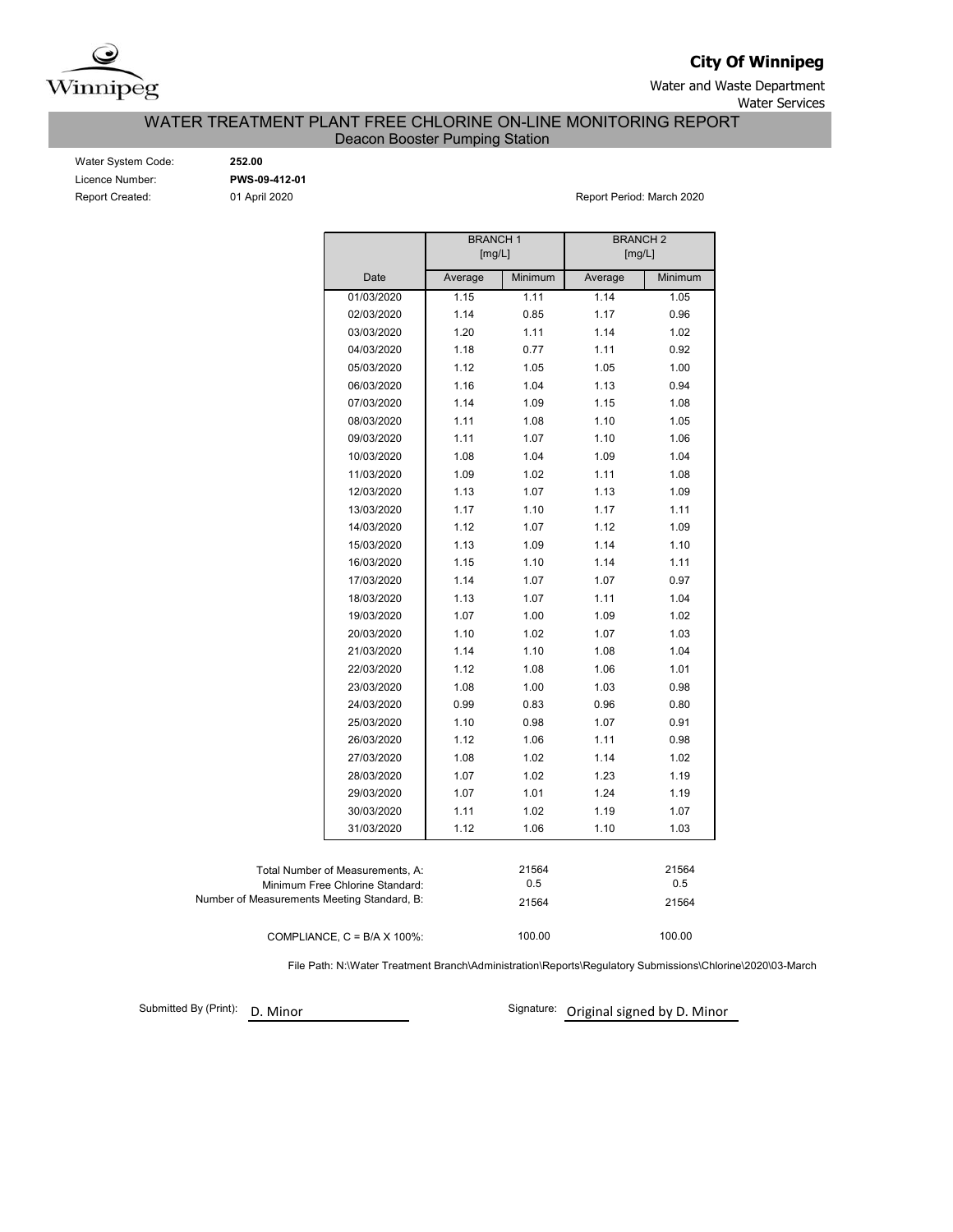Winnipeg

**City Of Winnipeg**

Water and Waste Department
Water Services

## WATER TREATMENT PLANT FREE CHLORINE ON-LINE MONITORING REPORT
Deacon Booster Pumping Station

Water System Code: **252.00**
Licence Number: **PWS-09-412-01**
Report Created: 01 April 2020

Report Period: March 2020

| | BRANCH 1 [mg/L] | | BRANCH 2 [mg/L] | |
|---|---|---|---|---|
| Date | Average | Minimum | Average | Minimum |
| 01/03/2020 | 1.15 | 1.11 | 1.14 | 1.05 |
| 02/03/2020 | 1.14 | 0.85 | 1.17 | 0.96 |
| 03/03/2020 | 1.20 | 1.11 | 1.14 | 1.02 |
| 04/03/2020 | 1.18 | 0.77 | 1.11 | 0.92 |
| 05/03/2020 | 1.12 | 1.05 | 1.05 | 1.00 |
| 06/03/2020 | 1.16 | 1.04 | 1.13 | 0.94 |
| 07/03/2020 | 1.14 | 1.09 | 1.15 | 1.08 |
| 08/03/2020 | 1.11 | 1.08 | 1.10 | 1.05 |
| 09/03/2020 | 1.11 | 1.07 | 1.10 | 1.06 |
| 10/03/2020 | 1.08 | 1.04 | 1.09 | 1.04 |
| 11/03/2020 | 1.09 | 1.02 | 1.11 | 1.08 |
| 12/03/2020 | 1.13 | 1.07 | 1.13 | 1.09 |
| 13/03/2020 | 1.17 | 1.10 | 1.17 | 1.11 |
| 14/03/2020 | 1.12 | 1.07 | 1.12 | 1.09 |
| 15/03/2020 | 1.13 | 1.09 | 1.14 | 1.10 |
| 16/03/2020 | 1.15 | 1.10 | 1.14 | 1.11 |
| 17/03/2020 | 1.14 | 1.07 | 1.07 | 0.97 |
| 18/03/2020 | 1.13 | 1.07 | 1.11 | 1.04 |
| 19/03/2020 | 1.07 | 1.00 | 1.09 | 1.02 |
| 20/03/2020 | 1.10 | 1.02 | 1.07 | 1.03 |
| 21/03/2020 | 1.14 | 1.10 | 1.08 | 1.04 |
| 22/03/2020 | 1.12 | 1.08 | 1.06 | 1.01 |
| 23/03/2020 | 1.08 | 1.00 | 1.03 | 0.98 |
| 24/03/2020 | 0.99 | 0.83 | 0.96 | 0.80 |
| 25/03/2020 | 1.10 | 0.98 | 1.07 | 0.91 |
| 26/03/2020 | 1.12 | 1.06 | 1.11 | 0.98 |
| 27/03/2020 | 1.08 | 1.02 | 1.14 | 1.02 |
| 28/03/2020 | 1.07 | 1.02 | 1.23 | 1.19 |
| 29/03/2020 | 1.07 | 1.01 | 1.24 | 1.19 |
| 30/03/2020 | 1.11 | 1.02 | 1.19 | 1.07 |
| 31/03/2020 | 1.12 | 1.06 | 1.10 | 1.03 |

| | BRANCH 1 | BRANCH 2 |
|---|---|---|
| Total Number of Measurements, A: | 21564 | 21564 |
| Minimum Free Chlorine Standard: | 0.5 | 0.5 |
| Number of Measurements Meeting Standard, B: | 21564 | 21564 |
| COMPLIANCE, C = B/A X 100%: | 100.00 | 100.00 |

File Path: N:\Water Treatment Branch\Administration\Reports\Regulatory Submissions\Chlorine\2020\03-March

Submitted By (Print): D. Minor

Signature: Original signed by D. Minor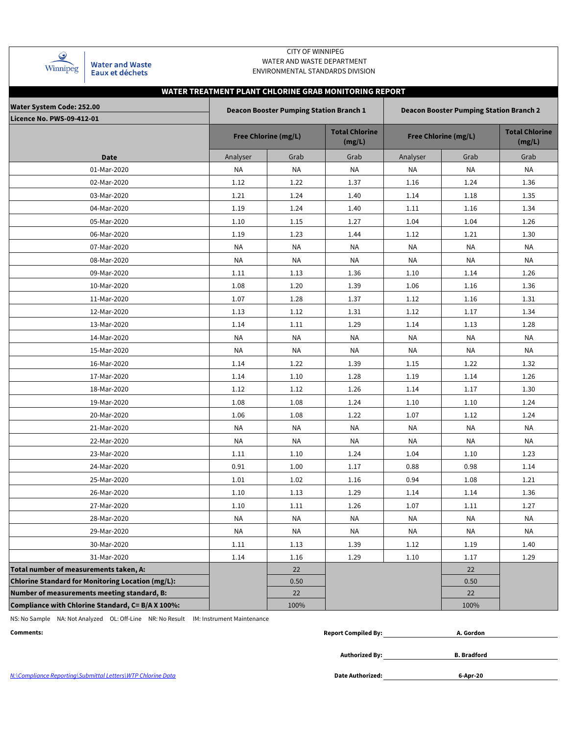CITY OF WINNIPEG
WATER AND WASTE DEPARTMENT
ENVIRONMENTAL STANDARDS DIVISION

Water and Waste
Eaux et déchets

## WATER TREATMENT PLANT CHLORINE GRAB MONITORING REPORT

| Water System Code: 252.00<br>Licence No. PWS-09-412-01 | Deacon Booster Pumping Station Branch 1 | | | Deacon Booster Pumping Station Branch 2 | | |
|---|---|---|---|---|---|---|
| | Free Chlorine (mg/L) | | Total Chlorine (mg/L) | Free Chlorine (mg/L) | | Total Chlorine (mg/L) |
| Date | Analyser | Grab | Grab | Analyser | Grab | Grab |
| 01-Mar-2020 | NA | NA | NA | NA | NA | NA |
| 02-Mar-2020 | 1.12 | 1.22 | 1.37 | 1.16 | 1.24 | 1.36 |
| 03-Mar-2020 | 1.21 | 1.24 | 1.40 | 1.14 | 1.18 | 1.35 |
| 04-Mar-2020 | 1.19 | 1.24 | 1.40 | 1.11 | 1.16 | 1.34 |
| 05-Mar-2020 | 1.10 | 1.15 | 1.27 | 1.04 | 1.04 | 1.26 |
| 06-Mar-2020 | 1.19 | 1.23 | 1.44 | 1.12 | 1.21 | 1.30 |
| 07-Mar-2020 | NA | NA | NA | NA | NA | NA |
| 08-Mar-2020 | NA | NA | NA | NA | NA | NA |
| 09-Mar-2020 | 1.11 | 1.13 | 1.36 | 1.10 | 1.14 | 1.26 |
| 10-Mar-2020 | 1.08 | 1.20 | 1.39 | 1.06 | 1.16 | 1.36 |
| 11-Mar-2020 | 1.07 | 1.28 | 1.37 | 1.12 | 1.16 | 1.31 |
| 12-Mar-2020 | 1.13 | 1.12 | 1.31 | 1.12 | 1.17 | 1.34 |
| 13-Mar-2020 | 1.14 | 1.11 | 1.29 | 1.14 | 1.13 | 1.28 |
| 14-Mar-2020 | NA | NA | NA | NA | NA | NA |
| 15-Mar-2020 | NA | NA | NA | NA | NA | NA |
| 16-Mar-2020 | 1.14 | 1.22 | 1.39 | 1.15 | 1.22 | 1.32 |
| 17-Mar-2020 | 1.14 | 1.10 | 1.28 | 1.19 | 1.14 | 1.26 |
| 18-Mar-2020 | 1.12 | 1.12 | 1.26 | 1.14 | 1.17 | 1.30 |
| 19-Mar-2020 | 1.08 | 1.08 | 1.24 | 1.10 | 1.10 | 1.24 |
| 20-Mar-2020 | 1.06 | 1.08 | 1.22 | 1.07 | 1.12 | 1.24 |
| 21-Mar-2020 | NA | NA | NA | NA | NA | NA |
| 22-Mar-2020 | NA | NA | NA | NA | NA | NA |
| 23-Mar-2020 | 1.11 | 1.10 | 1.24 | 1.04 | 1.10 | 1.23 |
| 24-Mar-2020 | 0.91 | 1.00 | 1.17 | 0.88 | 0.98 | 1.14 |
| 25-Mar-2020 | 1.01 | 1.02 | 1.16 | 0.94 | 1.08 | 1.21 |
| 26-Mar-2020 | 1.10 | 1.13 | 1.29 | 1.14 | 1.14 | 1.36 |
| 27-Mar-2020 | 1.10 | 1.11 | 1.26 | 1.07 | 1.11 | 1.27 |
| 28-Mar-2020 | NA | NA | NA | NA | NA | NA |
| 29-Mar-2020 | NA | NA | NA | NA | NA | NA |
| 30-Mar-2020 | 1.11 | 1.13 | 1.39 | 1.12 | 1.19 | 1.40 |
| 31-Mar-2020 | 1.14 | 1.16 | 1.29 | 1.10 | 1.17 | 1.29 |
| **Total number of measurements taken, A:** | | 22 | | | 22 | |
| **Chlorine Standard for Monitoring Location (mg/L):** | | 0.50 | | | 0.50 | |
| **Number of measurements meeting standard, B:** | | 22 | | | 22 | |
| **Compliance with Chlorine Standard, C= B/A X 100%:** | | 100% | | | 100% | |

NS: No Sample  NA: Not Analyzed  OL: Off-Line  NR: No Result  IM: Instrument Maintenance

**Comments:**

**Report Compiled By:** **A. Gordon**

**Authorized By:** **B. Bradford**

**Date Authorized:** **6-Apr-20**

*N:\Compliance Reporting\Submittal Letters\WTP Chlorine Data*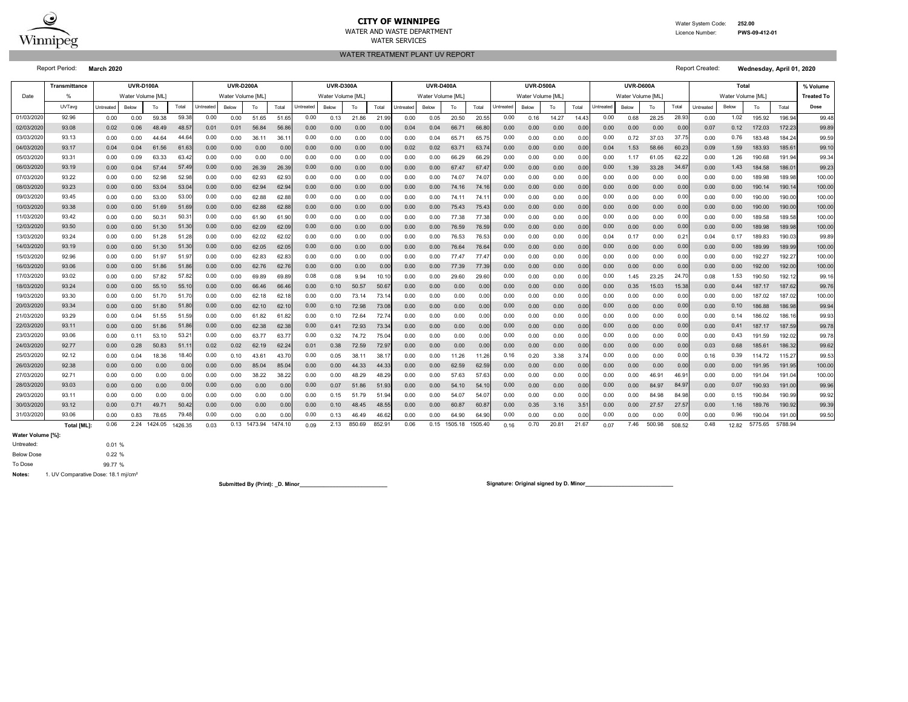# CITY OF WINNIPEG

WATER AND WASTE DEPARTMENT

WATER SERVICES

Water System Code: **252.00**

Licence Number: **PWS-09-412-01**

## WATER TREATMENT PLANT UV REPORT

Report Period: **March 2020**

Report Created: **Wednesday, April 01, 2020**

| Date | Transmittance | UVR-D100A | | | | UVR-D200A | | | | UVR-D300A | | | | UVR-D400A | | | | UVR-D500A | | | | UVR-D600A | | | | Total | | | | % Volume |
|---|---|---|---|---|---|---|---|---|---|---|---|---|---|---|---|---|---|---|---|---|---|---|---|---|---|---|---|---|---|---|
| | % | Water Volume [ML] | | | | Water Volume [ML] | | | | Water Volume [ML] | | | | Water Volume [ML] | | | | Water Volume [ML] | | | | Water Volume [ML] | | | | Water Volume [ML] | | | | Treated To |
| | UVTavg | Untreated | Below | To | Total | Untreated | Below | To | Total | Untreated | Below | To | Total | Untreated | Below | To | Total | Untreated | Below | To | Total | Untreated | Below | To | Total | Untreated | Below | To | Total | Dose |
| 01/03/2020 | 92.96 | 0.00 | 0.00 | 59.38 | 59.38 | 0.00 | 0.00 | 51.65 | 51.65 | 0.00 | 0.13 | 21.86 | 21.99 | 0.00 | 0.05 | 20.50 | 20.55 | 0.00 | 0.16 | 14.27 | 14.43 | 0.00 | 0.68 | 28.25 | 28.93 | 0.00 | 1.02 | 195.92 | 196.94 | 99.48 |
| 02/03/2020 | 93.08 | 0.02 | 0.06 | 48.49 | 48.57 | 0.01 | 0.01 | 56.84 | 56.86 | 0.00 | 0.00 | 0.00 | 0.00 | 0.04 | 0.04 | 66.71 | 66.80 | 0.00 | 0.00 | 0.00 | 0.00 | 0.00 | 0.00 | 0.00 | 0.00 | 0.07 | 0.12 | 172.03 | 172.23 | 99.89 |
| 03/03/2020 | 93.13 | 0.00 | 0.00 | 44.64 | 44.64 | 0.00 | 0.00 | 36.11 | 36.11 | 0.00 | 0.00 | 0.00 | 0.00 | 0.00 | 0.04 | 65.71 | 65.75 | 0.00 | 0.00 | 0.00 | 0.00 | 0.00 | 0.72 | 37.03 | 37.75 | 0.00 | 0.76 | 183.48 | 184.24 | 99.59 |
| 04/03/2020 | 93.17 | 0.04 | 0.04 | 61.56 | 61.63 | 0.00 | 0.00 | 0.00 | 0.00 | 0.00 | 0.00 | 0.00 | 0.00 | 0.02 | 0.02 | 63.71 | 63.74 | 0.00 | 0.00 | 0.00 | 0.00 | 0.04 | 1.53 | 58.66 | 60.23 | 0.09 | 1.59 | 183.93 | 185.61 | 99.10 |
| 05/03/2020 | 93.31 | 0.00 | 0.09 | 63.33 | 63.42 | 0.00 | 0.00 | 0.00 | 0.00 | 0.00 | 0.00 | 0.00 | 0.00 | 0.00 | 0.00 | 66.29 | 66.29 | 0.00 | 0.00 | 0.00 | 0.00 | 0.00 | 1.17 | 61.05 | 62.22 | 0.00 | 1.26 | 190.68 | 191.94 | 99.34 |
| 06/03/2020 | 93.19 | 0.00 | 0.04 | 57.44 | 57.49 | 0.00 | 0.00 | 26.39 | 26.39 | 0.00 | 0.00 | 0.00 | 0.00 | 0.00 | 0.00 | 67.47 | 67.47 | 0.00 | 0.00 | 0.00 | 0.00 | 0.00 | 1.39 | 33.28 | 34.67 | 0.00 | 1.43 | 184.58 | 186.01 | 99.23 |
| 07/03/2020 | 93.22 | 0.00 | 0.00 | 52.98 | 52.98 | 0.00 | 0.00 | 62.93 | 62.93 | 0.00 | 0.00 | 0.00 | 0.00 | 0.00 | 0.00 | 74.07 | 74.07 | 0.00 | 0.00 | 0.00 | 0.00 | 0.00 | 0.00 | 0.00 | 0.00 | 0.00 | 0.00 | 189.98 | 189.98 | 100.00 |
| 08/03/2020 | 93.23 | 0.00 | 0.00 | 53.04 | 53.04 | 0.00 | 0.00 | 62.94 | 62.94 | 0.00 | 0.00 | 0.00 | 0.00 | 0.00 | 0.00 | 74.16 | 74.16 | 0.00 | 0.00 | 0.00 | 0.00 | 0.00 | 0.00 | 0.00 | 0.00 | 0.00 | 0.00 | 190.14 | 190.14 | 100.00 |
| 09/03/2020 | 93.45 | 0.00 | 0.00 | 53.00 | 53.00 | 0.00 | 0.00 | 62.88 | 62.88 | 0.00 | 0.00 | 0.00 | 0.00 | 0.00 | 0.00 | 74.11 | 74.11 | 0.00 | 0.00 | 0.00 | 0.00 | 0.00 | 0.00 | 0.00 | 0.00 | 0.00 | 0.00 | 190.00 | 190.00 | 100.00 |
| 10/03/2020 | 93.38 | 0.00 | 0.00 | 51.69 | 51.69 | 0.00 | 0.00 | 62.88 | 62.88 | 0.00 | 0.00 | 0.00 | 0.00 | 0.00 | 0.00 | 75.43 | 75.43 | 0.00 | 0.00 | 0.00 | 0.00 | 0.00 | 0.00 | 0.00 | 0.00 | 0.00 | 0.00 | 190.00 | 190.00 | 100.00 |
| 11/03/2020 | 93.42 | 0.00 | 0.00 | 50.31 | 50.31 | 0.00 | 0.00 | 61.90 | 61.90 | 0.00 | 0.00 | 0.00 | 0.00 | 0.00 | 0.00 | 77.38 | 77.38 | 0.00 | 0.00 | 0.00 | 0.00 | 0.00 | 0.00 | 0.00 | 0.00 | 0.00 | 0.00 | 189.58 | 189.58 | 100.00 |
| 12/03/2020 | 93.50 | 0.00 | 0.00 | 51.30 | 51.30 | 0.00 | 0.00 | 62.09 | 62.09 | 0.00 | 0.00 | 0.00 | 0.00 | 0.00 | 0.00 | 76.59 | 76.59 | 0.00 | 0.00 | 0.00 | 0.00 | 0.00 | 0.00 | 0.00 | 0.00 | 0.00 | 0.00 | 189.98 | 189.98 | 100.00 |
| 13/03/2020 | 93.24 | 0.00 | 0.00 | 51.28 | 51.28 | 0.00 | 0.00 | 62.02 | 62.02 | 0.00 | 0.00 | 0.00 | 0.00 | 0.00 | 0.00 | 76.53 | 76.53 | 0.00 | 0.00 | 0.00 | 0.00 | 0.04 | 0.17 | 0.00 | 0.21 | 0.04 | 0.17 | 189.83 | 190.03 | 99.89 |
| 14/03/2020 | 93.19 | 0.00 | 0.00 | 51.30 | 51.30 | 0.00 | 0.00 | 62.05 | 62.05 | 0.00 | 0.00 | 0.00 | 0.00 | 0.00 | 0.00 | 76.64 | 76.64 | 0.00 | 0.00 | 0.00 | 0.00 | 0.00 | 0.00 | 0.00 | 0.00 | 0.00 | 0.00 | 189.99 | 189.99 | 100.00 |
| 15/03/2020 | 92.96 | 0.00 | 0.00 | 51.97 | 51.97 | 0.00 | 0.00 | 62.83 | 62.83 | 0.00 | 0.00 | 0.00 | 0.00 | 0.00 | 0.00 | 77.47 | 77.47 | 0.00 | 0.00 | 0.00 | 0.00 | 0.00 | 0.00 | 0.00 | 0.00 | 0.00 | 0.00 | 192.27 | 192.27 | 100.00 |
| 16/03/2020 | 93.06 | 0.00 | 0.00 | 51.86 | 51.86 | 0.00 | 0.00 | 62.76 | 62.76 | 0.00 | 0.00 | 0.00 | 0.00 | 0.00 | 0.00 | 77.39 | 77.39 | 0.00 | 0.00 | 0.00 | 0.00 | 0.00 | 0.00 | 0.00 | 0.00 | 0.00 | 0.00 | 192.00 | 192.00 | 100.00 |
| 17/03/2020 | 93.02 | 0.00 | 0.00 | 57.82 | 57.82 | 0.00 | 0.00 | 69.89 | 69.89 | 0.08 | 0.08 | 9.94 | 10.10 | 0.00 | 0.00 | 29.60 | 29.60 | 0.00 | 0.00 | 0.00 | 0.00 | 0.00 | 1.45 | 23.25 | 24.70 | 0.08 | 1.53 | 190.50 | 192.12 | 99.16 |
| 18/03/2020 | 93.24 | 0.00 | 0.00 | 55.10 | 55.10 | 0.00 | 0.00 | 66.46 | 66.46 | 0.00 | 0.10 | 50.57 | 50.67 | 0.00 | 0.00 | 0.00 | 0.00 | 0.00 | 0.00 | 0.00 | 0.00 | 0.00 | 0.35 | 15.03 | 15.38 | 0.00 | 0.44 | 187.17 | 187.62 | 99.76 |
| 19/03/2020 | 93.30 | 0.00 | 0.00 | 51.70 | 51.70 | 0.00 | 0.00 | 62.18 | 62.18 | 0.00 | 0.00 | 73.14 | 73.14 | 0.00 | 0.00 | 0.00 | 0.00 | 0.00 | 0.00 | 0.00 | 0.00 | 0.00 | 0.00 | 0.00 | 0.00 | 0.00 | 0.00 | 187.02 | 187.02 | 100.00 |
| 20/03/2020 | 93.34 | 0.00 | 0.00 | 51.80 | 51.80 | 0.00 | 0.00 | 62.10 | 62.10 | 0.00 | 0.10 | 72.98 | 73.08 | 0.00 | 0.00 | 0.00 | 0.00 | 0.00 | 0.00 | 0.00 | 0.00 | 0.00 | 0.00 | 0.00 | 0.00 | 0.00 | 0.10 | 186.88 | 186.98 | 99.94 |
| 21/03/2020 | 93.29 | 0.00 | 0.04 | 51.55 | 51.59 | 0.00 | 0.00 | 61.82 | 61.82 | 0.00 | 0.10 | 72.64 | 72.74 | 0.00 | 0.00 | 0.00 | 0.00 | 0.00 | 0.00 | 0.00 | 0.00 | 0.00 | 0.00 | 0.00 | 0.00 | 0.00 | 0.14 | 186.02 | 186.16 | 99.93 |
| 22/03/2020 | 93.11 | 0.00 | 0.00 | 51.86 | 51.86 | 0.00 | 0.00 | 62.38 | 62.38 | 0.00 | 0.41 | 72.93 | 73.34 | 0.00 | 0.00 | 0.00 | 0.00 | 0.00 | 0.00 | 0.00 | 0.00 | 0.00 | 0.00 | 0.00 | 0.00 | 0.00 | 0.41 | 187.17 | 187.59 | 99.78 |
| 23/03/2020 | 93.06 | 0.00 | 0.11 | 53.10 | 53.21 | 0.00 | 0.00 | 63.77 | 63.77 | 0.00 | 0.32 | 74.72 | 75.04 | 0.00 | 0.00 | 0.00 | 0.00 | 0.00 | 0.00 | 0.00 | 0.00 | 0.00 | 0.00 | 0.00 | 0.00 | 0.00 | 0.43 | 191.59 | 192.02 | 99.78 |
| 24/03/2020 | 92.77 | 0.00 | 0.28 | 50.83 | 51.11 | 0.02 | 0.02 | 62.19 | 62.24 | 0.01 | 0.38 | 72.59 | 72.97 | 0.00 | 0.00 | 0.00 | 0.00 | 0.00 | 0.00 | 0.00 | 0.00 | 0.00 | 0.00 | 0.00 | 0.00 | 0.03 | 0.68 | 185.61 | 186.32 | 99.62 |
| 25/03/2020 | 92.12 | 0.00 | 0.04 | 18.36 | 18.40 | 0.00 | 0.10 | 43.61 | 43.70 | 0.00 | 0.05 | 38.11 | 38.17 | 0.00 | 0.00 | 11.26 | 11.26 | 0.16 | 0.20 | 3.38 | 3.74 | 0.00 | 0.00 | 0.00 | 0.00 | 0.16 | 0.39 | 114.72 | 115.27 | 99.53 |
| 26/03/2020 | 92.38 | 0.00 | 0.00 | 0.00 | 0.00 | 0.00 | 0.00 | 85.04 | 85.04 | 0.00 | 0.00 | 44.33 | 44.33 | 0.00 | 0.00 | 62.59 | 62.59 | 0.00 | 0.00 | 0.00 | 0.00 | 0.00 | 0.00 | 0.00 | 0.00 | 0.00 | 0.00 | 191.95 | 191.95 | 100.00 |
| 27/03/2020 | 92.71 | 0.00 | 0.00 | 0.00 | 0.00 | 0.00 | 0.00 | 38.22 | 38.22 | 0.00 | 0.00 | 48.29 | 48.29 | 0.00 | 0.00 | 57.63 | 57.63 | 0.00 | 0.00 | 0.00 | 0.00 | 0.00 | 0.00 | 46.91 | 46.91 | 0.00 | 0.00 | 191.04 | 191.04 | 100.00 |
| 28/03/2020 | 93.03 | 0.00 | 0.00 | 0.00 | 0.00 | 0.00 | 0.00 | 0.00 | 0.00 | 0.00 | 0.07 | 51.86 | 51.93 | 0.00 | 0.00 | 54.10 | 54.10 | 0.00 | 0.00 | 0.00 | 0.00 | 0.00 | 0.00 | 84.97 | 84.97 | 0.00 | 0.07 | 190.93 | 191.00 | 99.96 |
| 29/03/2020 | 93.11 | 0.00 | 0.00 | 0.00 | 0.00 | 0.00 | 0.00 | 0.00 | 0.00 | 0.00 | 0.15 | 51.79 | 51.94 | 0.00 | 0.00 | 54.07 | 54.07 | 0.00 | 0.00 | 0.00 | 0.00 | 0.00 | 0.00 | 84.98 | 84.98 | 0.00 | 0.15 | 190.84 | 190.99 | 99.92 |
| 30/03/2020 | 93.12 | 0.00 | 0.71 | 49.71 | 50.42 | 0.00 | 0.00 | 0.00 | 0.00 | 0.00 | 0.10 | 48.45 | 48.55 | 0.00 | 0.00 | 60.87 | 60.87 | 0.00 | 0.35 | 3.16 | 3.51 | 0.00 | 0.00 | 27.57 | 27.57 | 0.00 | 1.16 | 189.76 | 190.92 | 99.39 |
| 31/03/2020 | 93.06 | 0.00 | 0.83 | 78.65 | 79.48 | 0.00 | 0.00 | 0.00 | 0.00 | 0.00 | 0.13 | 46.49 | 46.62 | 0.00 | 0.00 | 64.90 | 64.90 | 0.00 | 0.00 | 0.00 | 0.00 | 0.00 | 0.00 | 0.00 | 0.00 | 0.00 | 0.96 | 190.04 | 191.00 | 99.50 |
| | **Total [ML]:** | 0.06 | 2.24 | 1424.05 | 1426.35 | 0.03 | 0.13 | 1473.94 | 1474.10 | 0.09 | 2.13 | 850.69 | 852.91 | 0.06 | 0.15 | 1505.18 | 1505.40 | 0.16 | 0.70 | 20.81 | 21.67 | 0.07 | 7.46 | 500.98 | 508.52 | 0.48 | 12.82 | 5775.65 | 5788.94 | |

**Water Volume [%]:**

Untreated: 0.01 %

Below Dose 0.22 %

To Dose 99.77 %

**Notes:** 1. UV Comparative Dose: 18.1 mj/cm²

**Submitted By (Print): _D. Minor____________________________**

**Signature: Original signed by D. Minor____________________________**